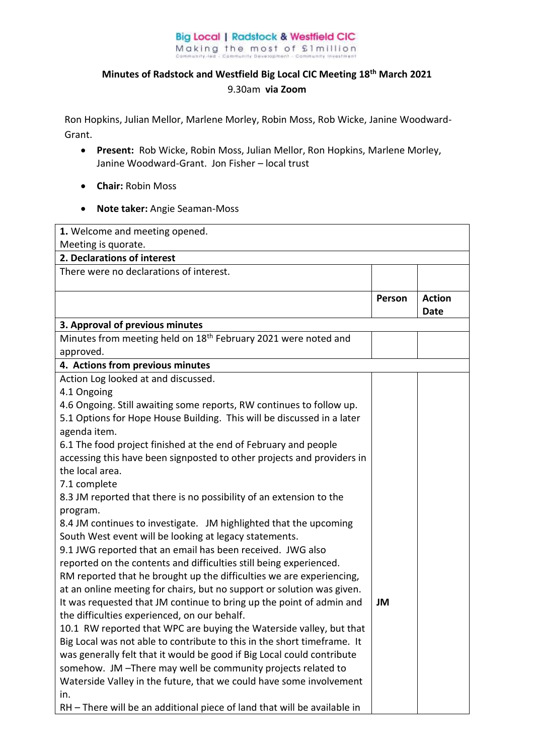Big Local | Radstock & Westfield CIC
Making the most of £1million
Community-led · Community Development · Community Investment

**Minutes of Radstock and Westfield Big Local CIC Meeting 18th March 2021**
9.30am **via Zoom**

Ron Hopkins, Julian Mellor, Marlene Morley, Robin Moss, Rob Wicke, Janine Woodward-Grant.

- **Present:** Rob Wicke, Robin Moss, Julian Mellor, Ron Hopkins, Marlene Morley, Janine Woodward-Grant. Jon Fisher – local trust
- **Chair:** Robin Moss
- **Note taker:** Angie Seaman-Moss

| | | |
|---|---|---|
| **1.** Welcome and meeting opened.<br>Meeting is quorate. | | |
| **2. Declarations of interest** | | |
| There were no declarations of interest. | | |
| | **Person** | **Action Date** |
| **3. Approval of previous minutes** | | |
| Minutes from meeting held on 18th February 2021 were noted and approved. | | |
| **4. Actions from previous minutes** | | |
| Action Log looked at and discussed.<br>4.1 Ongoing<br>4.6 Ongoing. Still awaiting some reports, RW continues to follow up.<br>5.1 Options for Hope House Building. This will be discussed in a later agenda item.<br>6.1 The food project finished at the end of February and people accessing this have been signposted to other projects and providers in the local area.<br>7.1 complete<br>8.3 JM reported that there is no possibility of an extension to the program.<br>8.4 JM continues to investigate. JM highlighted that the upcoming South West event will be looking at legacy statements.<br>9.1 JWG reported that an email has been received. JWG also reported on the contents and difficulties still being experienced.<br>RM reported that he brought up the difficulties we are experiencing, at an online meeting for chairs, but no support or solution was given.<br>It was requested that JM continue to bring up the point of admin and the difficulties experienced, on our behalf.<br>10.1 RW reported that WPC are buying the Waterside valley, but that Big Local was not able to contribute to this in the short timeframe. It was generally felt that it would be good if Big Local could contribute somehow. JM –There may well be community projects related to Waterside Valley in the future, that we could have some involvement in.<br>RH – There will be an additional piece of land that will be available in | **JM** | |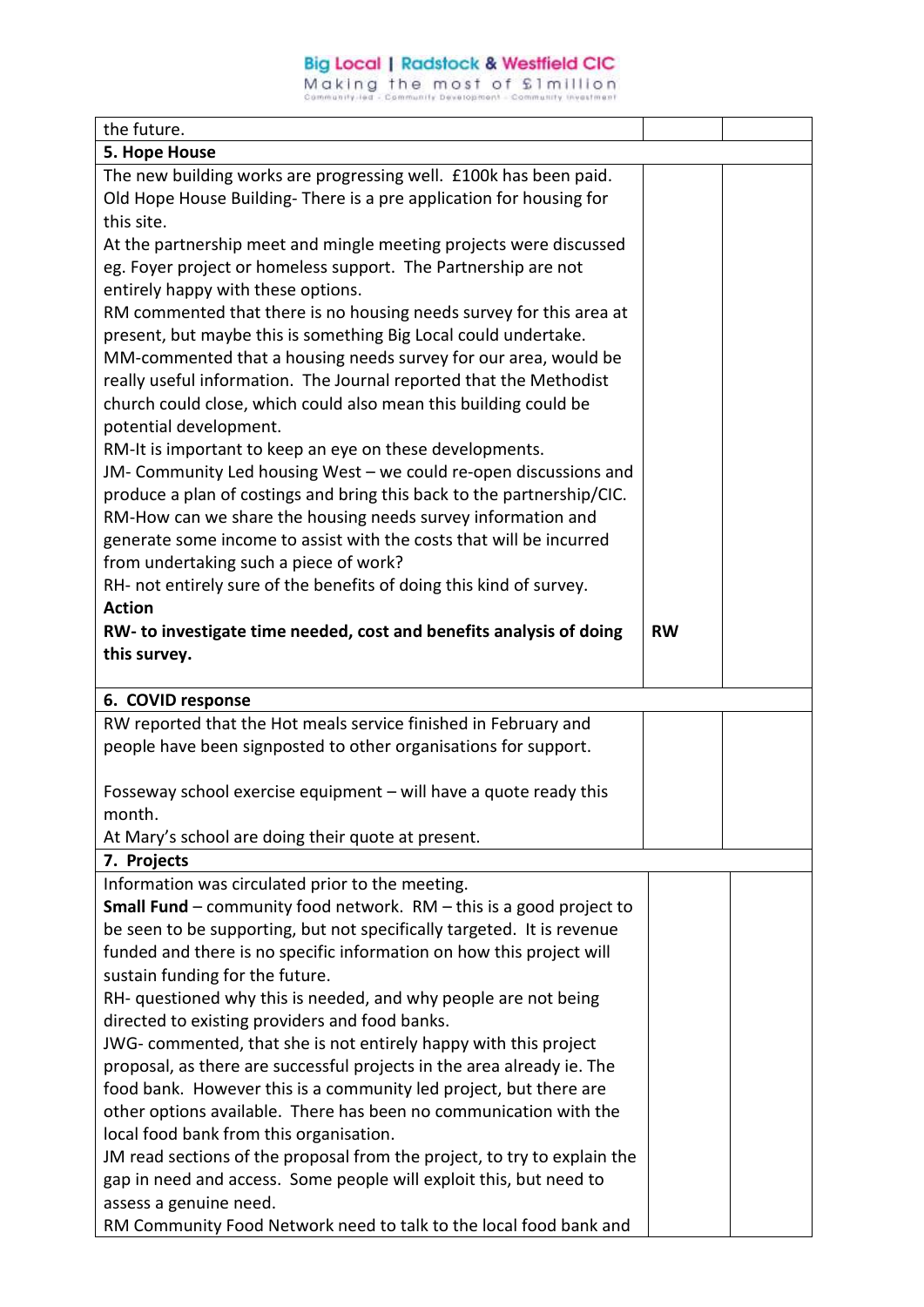| | | |
|---|---|---|
| the future. | | |
| **5. Hope House** | | |
| The new building works are progressing well. £100k has been paid.<br>Old Hope House Building- There is a pre application for housing for this site.<br>At the partnership meet and mingle meeting projects were discussed eg. Foyer project or homeless support. The Partnership are not entirely happy with these options.<br>RM commented that there is no housing needs survey for this area at present, but maybe this is something Big Local could undertake.<br>MM-commented that a housing needs survey for our area, would be really useful information. The Journal reported that the Methodist church could close, which could also mean this building could be potential development.<br>RM-It is important to keep an eye on these developments.<br>JM- Community Led housing West – we could re-open discussions and produce a plan of costings and bring this back to the partnership/CIC.<br>RM-How can we share the housing needs survey information and generate some income to assist with the costs that will be incurred from undertaking such a piece of work?<br>RH- not entirely sure of the benefits of doing this kind of survey.<br>**Action**<br>**RW- to investigate time needed, cost and benefits analysis of doing this survey.** | **RW** | |
| **6. COVID response** | | |
| RW reported that the Hot meals service finished in February and people have been signposted to other organisations for support.<br><br>Fosseway school exercise equipment – will have a quote ready this month.<br>At Mary's school are doing their quote at present. | | |
| **7. Projects** | | |
| Information was circulated prior to the meeting.<br>**Small Fund** – community food network. RM – this is a good project to be seen to be supporting, but not specifically targeted. It is revenue funded and there is no specific information on how this project will sustain funding for the future.<br>RH- questioned why this is needed, and why people are not being directed to existing providers and food banks.<br>JWG- commented, that she is not entirely happy with this project proposal, as there are successful projects in the area already ie. The food bank. However this is a community led project, but there are other options available. There has been no communication with the local food bank from this organisation.<br>JM read sections of the proposal from the project, to try to explain the gap in need and access. Some people will exploit this, but need to assess a genuine need.<br>RM Community Food Network need to talk to the local food bank and | | |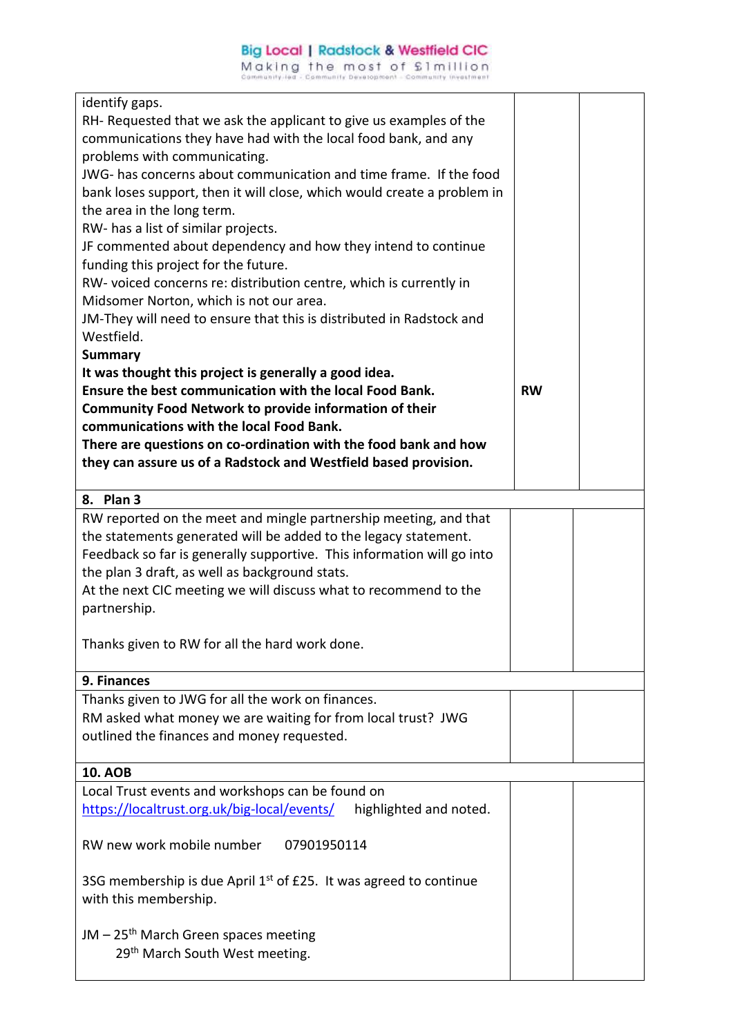| | | |
|---|---|---|
| identify gaps.<br>RH- Requested that we ask the applicant to give us examples of the communications they have had with the local food bank, and any problems with communicating.<br>JWG- has concerns about communication and time frame. If the food bank loses support, then it will close, which would create a problem in the area in the long term.<br>RW- has a list of similar projects.<br>JF commented about dependency and how they intend to continue funding this project for the future.<br>RW- voiced concerns re: distribution centre, which is currently in Midsomer Norton, which is not our area.<br>JM-They will need to ensure that this is distributed in Radstock and Westfield.<br>**Summary**<br>**It was thought this project is generally a good idea.**<br>**Ensure the best communication with the local Food Bank.**<br>**Community Food Network to provide information of their communications with the local Food Bank.**<br>**There are questions on co-ordination with the food bank and how they can assure us of a Radstock and Westfield based provision.** | **RW** | |
| **8. Plan 3** | | |
| RW reported on the meet and mingle partnership meeting, and that the statements generated will be added to the legacy statement. Feedback so far is generally supportive. This information will go into the plan 3 draft, as well as background stats.<br>At the next CIC meeting we will discuss what to recommend to the partnership.<br><br>Thanks given to RW for all the hard work done. | | |
| **9. Finances** | | |
| Thanks given to JWG for all the work on finances.<br>RM asked what money we are waiting for from local trust? JWG outlined the finances and money requested. | | |
| **10. AOB** | | |
| Local Trust events and workshops can be found on https://localtrust.org.uk/big-local/events/ highlighted and noted.<br><br>RW new work mobile number 07901950114<br><br>3SG membership is due April 1st of £25. It was agreed to continue with this membership.<br><br>JM – 25th March Green spaces meeting<br>29th March South West meeting. | | |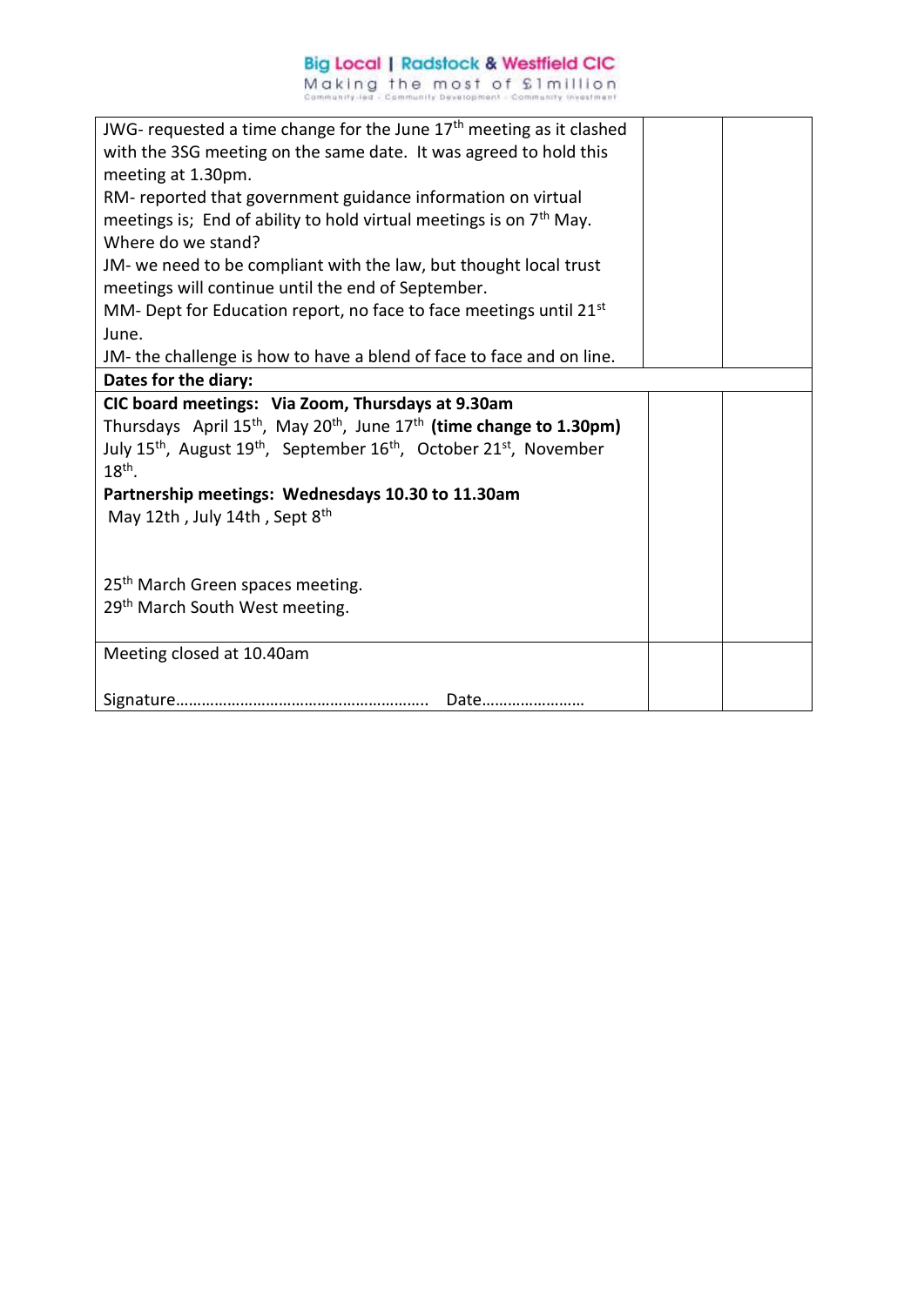| | | |
|---|---|---|
| JWG- requested a time change for the June 17th meeting as it clashed with the 3SG meeting on the same date. It was agreed to hold this meeting at 1.30pm.<br>RM- reported that government guidance information on virtual meetings is; End of ability to hold virtual meetings is on 7th May. Where do we stand?<br>JM- we need to be compliant with the law, but thought local trust meetings will continue until the end of September.<br>MM- Dept for Education report, no face to face meetings until 21st June.<br>JM- the challenge is how to have a blend of face to face and on line. | | |
| **Dates for the diary:** | | |
| **CIC board meetings: Via Zoom, Thursdays at 9.30am**<br>Thursdays April 15th, May 20th, June 17th **(time change to 1.30pm)** July 15th, August 19th, September 16th, October 21st, November 18th.<br>**Partnership meetings: Wednesdays 10.30 to 11.30am**<br>May 12th , July 14th , Sept 8th<br><br>25th March Green spaces meeting.<br>29th March South West meeting. | | |
| Meeting closed at 10.40am<br><br>Signature………………………………………………….. Date…………………… | | |